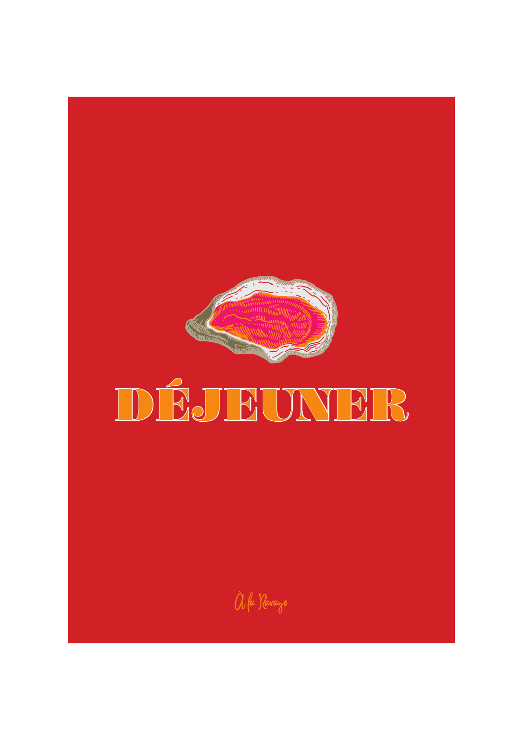# DÉJEUNER

À la Ravage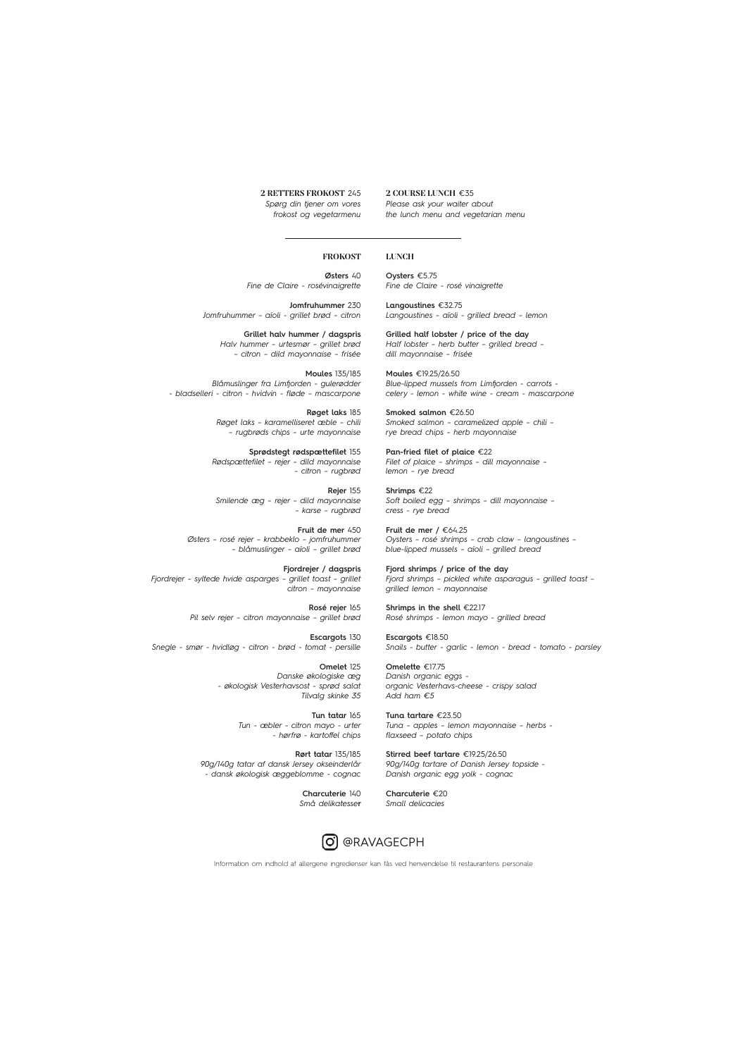**2 RETTERS FROKOST** 245
*Spørg din tjener om vores frokost og vegetarmenu*

**2 COURSE LUNCH** €35
*Please ask your waiter about the lunch menu and vegetarian menu*

---

## FROKOST

**Østers** 40
*Fine de Claire - rosévinaigrette*

**Jomfruhummer** 230
*Jomfruhummer – aïoli - grillet brød – citron*

**Grillet halv hummer / dagspris**
*Halv hummer – urtesmør – grillet brød – citron – dild mayonnaise – frisée*

**Moules** 135/185
*Blåmuslinger fra Limfjorden - gulerødder - bladselleri - citron - hvidvin - fløde – mascarpone*

**Røget laks** 185
*Røget laks – karamelliseret æble – chili – rugbrøds chips – urte mayonnaise*

**Sprødstegt rødspættefilet** 155
*Rødspættefilet – rejer – dild mayonnaise – citron – rugbrød*

**Rejer** 155
*Smilende æg – rejer – dild mayonnaise – karse – rugbrød*

**Fruit de mer** 450
*Østers – rosé rejer – krabbeklo – jomfruhummer – blåmuslinger – aïoli – grillet brød*

**Fjordrejer / dagspris**
*Fjordrejer – syltede hvide asparges – grillet toast – grillet citron – mayonnaise*

**Rosé rejer** 165
*Pil selv rejer – citron mayonnaise – grillet brød*

**Escargots** 130
*Snegle - smør - hvidløg - citron - brød - tomat - persille*

**Omelet** 125
*Danske økologiske æg - økologisk Vesterhavsost - sprød salat*
*Tilvalg skinke 35*

**Tun tatar** 165
*Tun - æbler - citron mayo - urter - hørfrø - kartoffel chips*

**Rørt tatar** 135/185
*90g/140g tatar af dansk Jersey okseinderlår - dansk økologisk æggeblomme - cognac*

**Charcuterie** 140
*Små delikatesser*

## LUNCH

**Oysters** €5.75
*Fine de Claire - rosé vinaigrette*

**Langoustines** €32.75
*Langoustines – aïoli - grilled bread – lemon*

**Grilled half lobster / price of the day**
*Half lobster – herb butter – grilled bread – dill mayonnaise – frisée*

**Moules** €19.25/26.50
*Blue-lipped mussels from Limfjorden - carrots - celery - lemon - white wine - cream - mascarpone*

**Smoked salmon** €26.50
*Smoked salmon – caramelized apple – chili – rye bread chips – herb mayonnaise*

**Pan-fried filet of plaice** €22
*Filet of plaice – shrimps – dill mayonnaise – lemon – rye bread*

**Shrimps** €22
*Soft boiled egg – shrimps – dill mayonnaise – cress - rye bread*

**Fruit de mer /** €64.25
*Oysters – rosé shrimps – crab claw – langoustines – blue-lipped mussels – aïoli – grilled bread*

**Fjord shrimps / price of the day**
*Fjord shrimps – pickled white asparagus – grilled toast – grilled lemon – mayonnaise*

**Shrimps in the shell** €22.17
*Rosé shrimps - lemon mayo - grilled bread*

**Escargots** €18.50
*Snails - butter - garlic - lemon - bread - tomato - parsley*

**Omelette** €17.75
*Danish organic eggs - organic Vesterhavs-cheese - crispy salad*
*Add ham €5*

**Tuna tartare** €23.50
*Tuna – apples – lemon mayonnaise – herbs - flaxseed – potato chips*

**Stirred beef tartare** €19.25/26.50
*90g/140g tartare of Danish Jersey topside - Danish organic egg yolk - cognac*

**Charcuterie** €20
*Small delicacies*

---

@RAVAGECPH

Information om indhold af allergene ingredienser kan fås ved henvendelse til restaurantens personale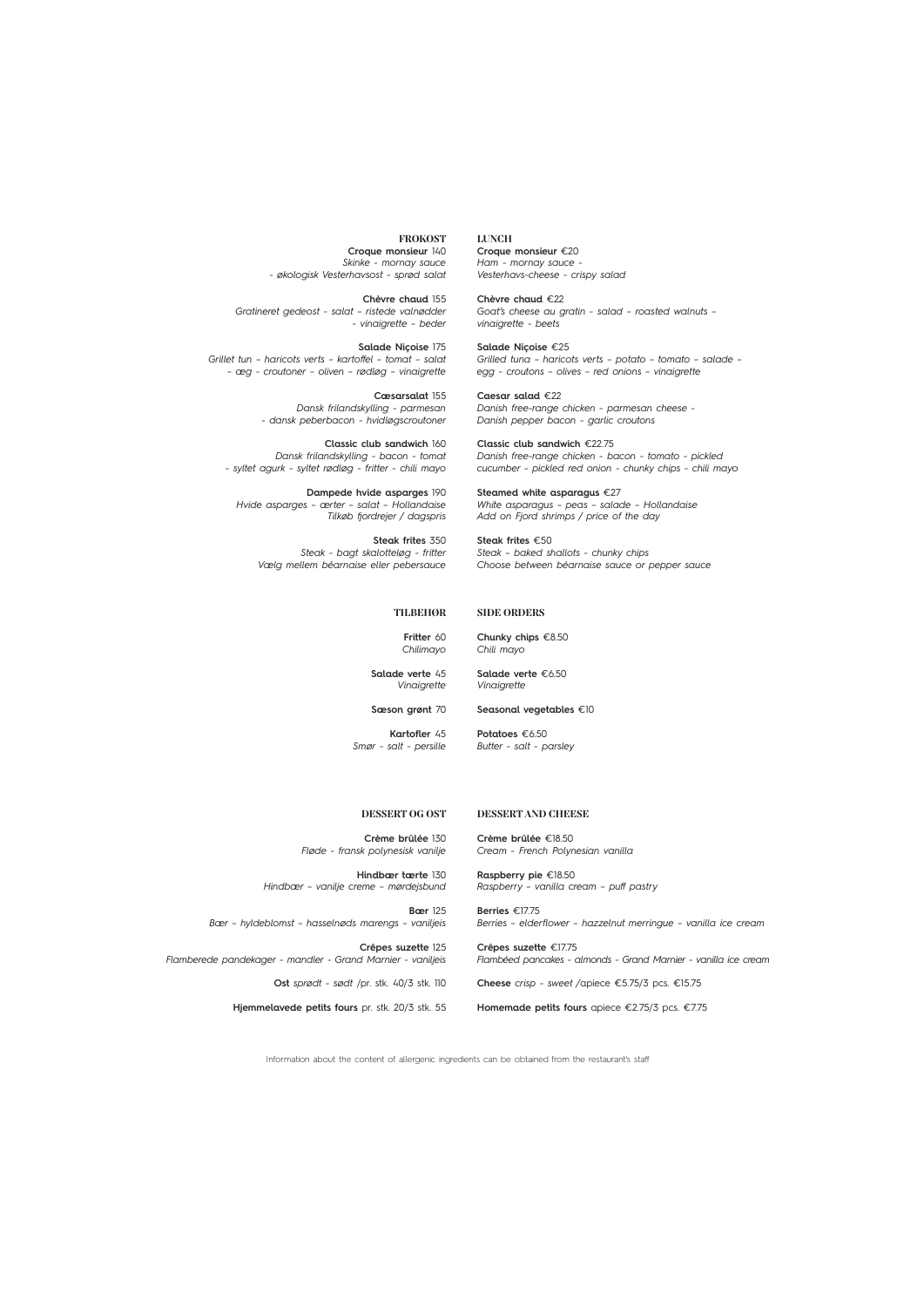## FROKOST

**Croque monsieur** 140
*Skinke - mornay sauce - økologisk Vesterhavsost - sprød salat*

**Chèvre chaud** 155
*Gratineret gedeost - salat - ristede valnødder - vinaigrette - beder*

**Salade Niçoise** 175
*Grillet tun - haricots verts - kartoffel - tomat - salat - æg - croutoner - oliven - rødløg - vinaigrette*

**Cæsarsalat** 155
*Dansk frilandskylling - parmesan - dansk peberbacon - hvidløgscroutoner*

**Classic club sandwich** 160
*Dansk frilandskylling - bacon - tomat - syltet agurk - syltet rødløg - fritter - chili mayo*

**Dampede hvide asparges** 190
*Hvide asparges - ærter - salat - Hollandaise*
*Tilkøb fjordrejer / dagspris*

**Steak frites** 350
*Steak - bagt skalotteløg - fritter*
*Vælg mellem béarnaise eller pebersauce*

## LUNCH

**Croque monsieur** €20
*Ham - mornay sauce - Vesterhavs-cheese - crispy salad*

**Chèvre chaud** €22
*Goat's cheese au gratin - salad - roasted walnuts - vinaigrette - beets*

**Salade Niçoise** €25
*Grilled tuna - haricots verts - potato - tomato - salade - egg - croutons - olives - red onions - vinaigrette*

**Caesar salad** €22
*Danish free-range chicken - parmesan cheese - Danish pepper bacon - garlic croutons*

**Classic club sandwich** €22.75
*Danish free-range chicken - bacon - tomato - pickled cucumber - pickled red onion - chunky chips - chili mayo*

**Steamed white asparagus** €27
*White asparagus - peas - salade - Hollandaise*
*Add on Fjord shrimps / price of the day*

**Steak frites** €50
*Steak - baked shallots - chunky chips*
*Choose between béarnaise sauce or pepper sauce*

## TILBEHØR

**Fritter** 60
*Chilimayo*

**Salade verte** 45
*Vinaigrette*

**Sæson grønt** 70

**Kartofler** 45
*Smør - salt - persille*

## SIDE ORDERS

**Chunky chips** €8.50
*Chili mayo*

**Salade verte** €6.50
*Vinaigrette*

**Seasonal vegetables** €10

**Potatoes** €6.50
*Butter - salt - parsley*

## DESSERT OG OST

**Crème brûlée** 130
*Fløde - fransk polynesisk vanilje*

**Hindbær tærte** 130
*Hindbær - vanilje creme - mørdejsbund*

**Bær** 125
*Bær - hyldeblomst - hasselnøds marengs - vaniljeis*

**Crêpes suzette** 125
*Flamberede pandekager - mandler - Grand Marnier - vaniljeis*

**Ost** *sprødt - sødt* /pr. stk. 40/3 stk. 110

**Hjemmelavede petits fours** pr. stk. 20/3 stk. 55

## DESSERT AND CHEESE

**Crème brûlée** €18.50
*Cream - French Polynesian vanilla*

**Raspberry pie** €18.50
*Raspberry - vanilla cream - puff pastry*

**Berries** €17.75
*Berries - elderflower - hazzelnut merringue - vanilla ice cream*

**Crêpes suzette** €17.75
*Flambéed pancakes - almonds - Grand Marnier - vanilla ice cream*

**Cheese** *crisp - sweet* /apiece €5.75/3 pcs. €15.75

**Homemade petits fours** apiece €2.75/3 pcs. €7.75

Information about the content of allergenic ingredients can be obtained from the restaurant's staff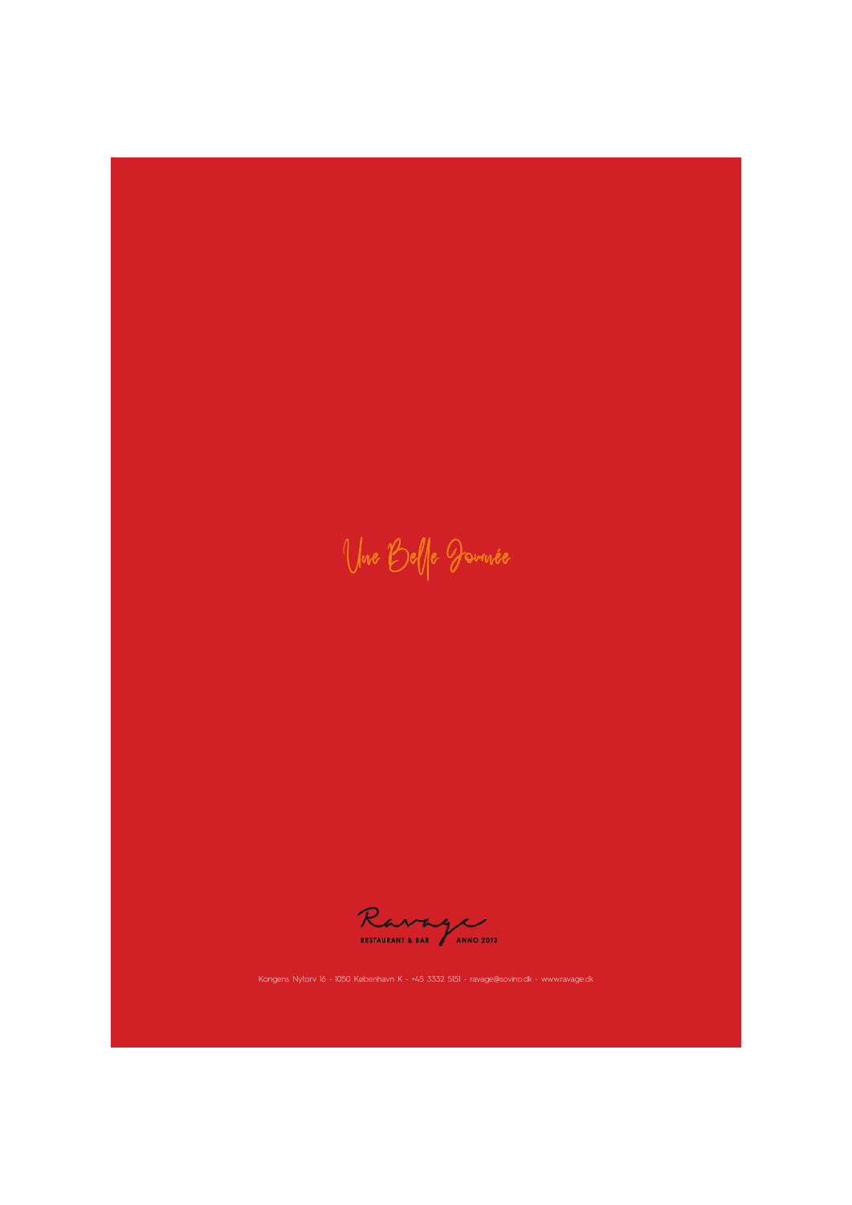Une Belle Journée

Ravage
RESTAURANT & BAR ANNO 2013

Kongens Nytorv 16 - 1050 København K - +45 3332 5151 - ravage@sovino.dk - www.ravage.dk